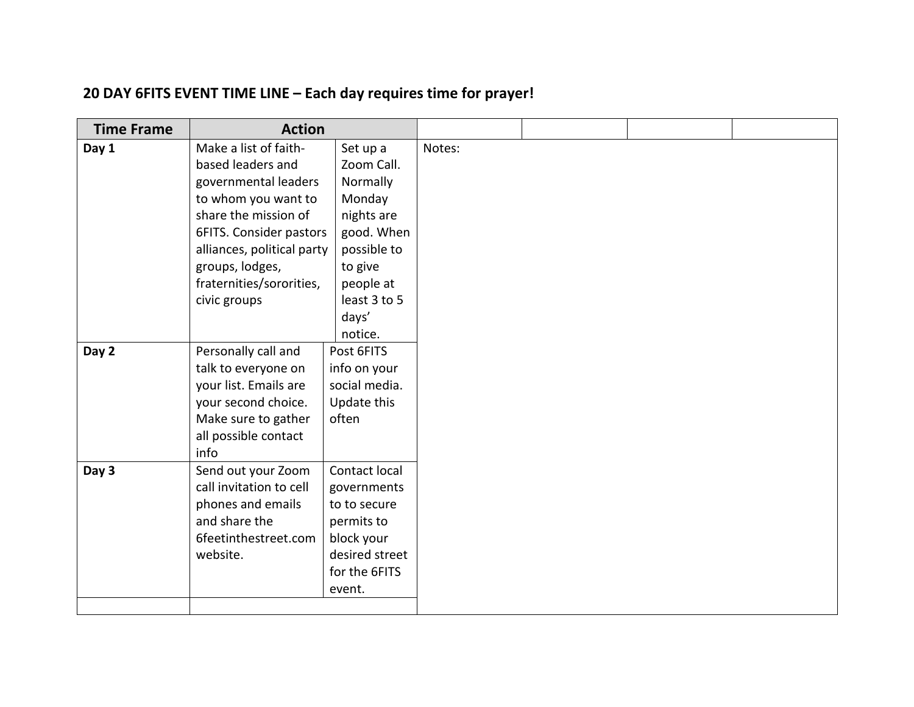**20 DAY 6FITS EVENT TIME LINE – Each day requires time for prayer!**

| Time Frame | Action | | | | | |
|---|---|---|---|---|---|---|
| **Day 1** | Make a list of faith-based leaders and governmental leaders to whom you want to share the mission of 6FITS. Consider pastors alliances, political party groups, lodges, fraternities/sororities, civic groups | Set up a Zoom Call. Normally Monday nights are good. When possible to to give people at least 3 to 5 days' notice. | Notes: | | | |
| **Day 2** | Personally call and talk to everyone on your list. Emails are your second choice. Make sure to gather all possible contact info | Post 6FITS info on your social media. Update this often | | | | |
| **Day 3** | Send out your Zoom call invitation to cell phones and emails and share the 6feetinthestreet.com website. | Contact local governments to to secure permits to block your desired street for the 6FITS event. | | | | |
| | | | | | | |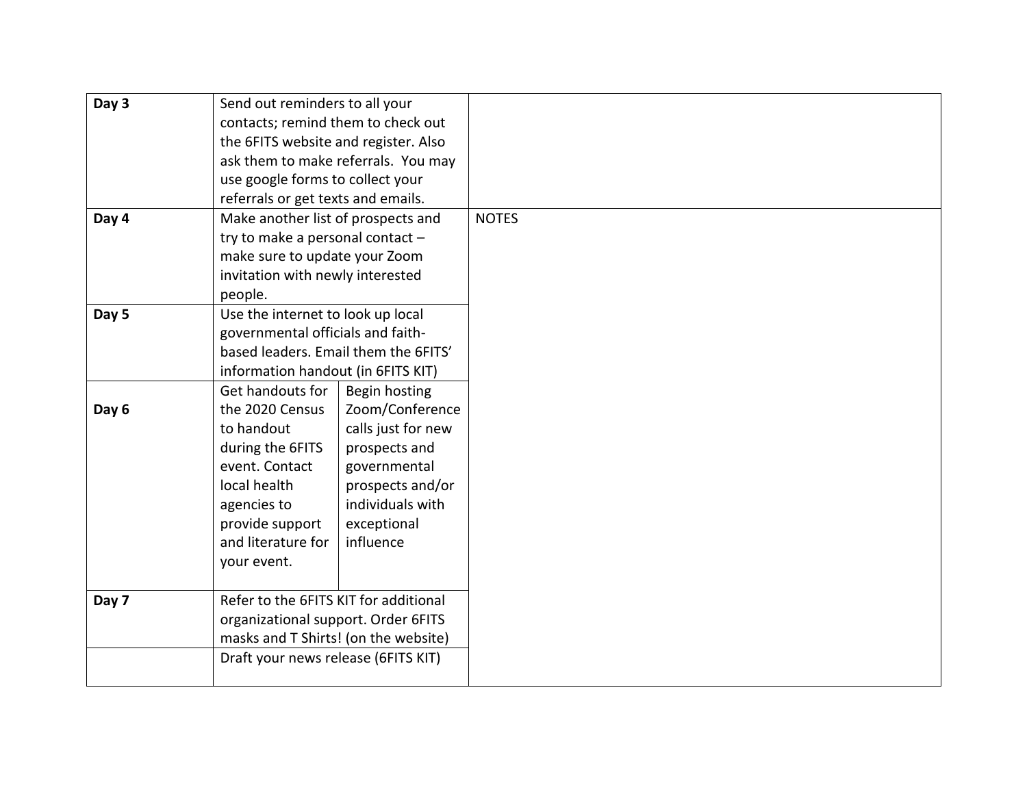| **Day 3** | Send out reminders to all your contacts; remind them to check out the 6FITS website and register. Also ask them to make referrals. You may use google forms to collect your referrals or get texts and emails. | | |
|---|---|---|---|
| **Day 4** | Make another list of prospects and try to make a personal contact – make sure to update your Zoom invitation with newly interested people. | | NOTES |
| **Day 5** | Use the internet to look up local governmental officials and faith-based leaders. Email them the 6FITS' information handout (in 6FITS KIT) | | |
| **Day 6** | Get handouts for the 2020 Census to handout during the 6FITS event. Contact local health agencies to provide support and literature for your event. | Begin hosting Zoom/Conference calls just for new prospects and governmental prospects and/or individuals with exceptional influence | |
| **Day 7** | Refer to the 6FITS KIT for additional organizational support. Order 6FITS masks and T Shirts! (on the website) | | |
| | Draft your news release (6FITS KIT) | | |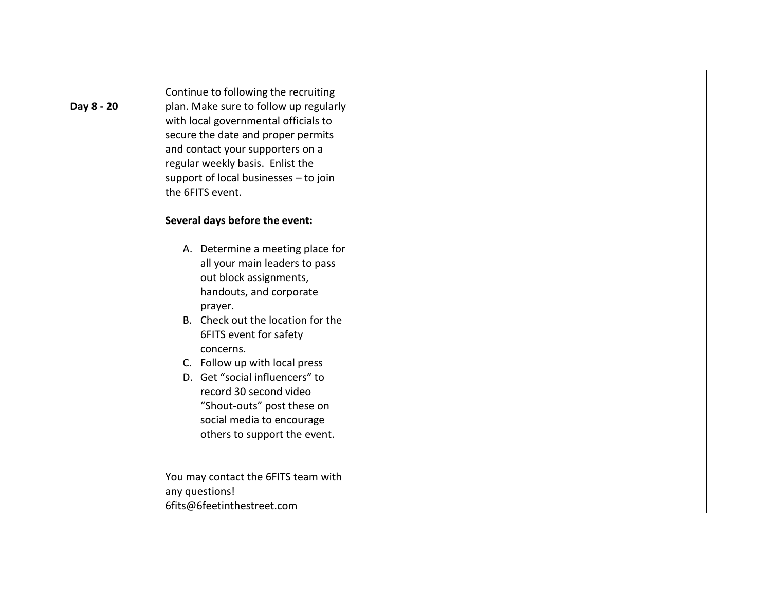| | | |
|---|---|---|
| **Day 8 - 20** | Continue to following the recruiting plan. Make sure to follow up regularly with local governmental officials to secure the date and proper permits and contact your supporters on a regular weekly basis. Enlist the support of local businesses – to join the 6FITS event.<br><br>**Several days before the event:**<br><br>A. Determine a meeting place for all your main leaders to pass out block assignments, handouts, and corporate prayer.<br>B. Check out the location for the 6FITS event for safety concerns.<br>C. Follow up with local press<br>D. Get "social influencers" to record 30 second video "Shout-outs" post these on social media to encourage others to support the event.<br><br>You may contact the 6FITS team with any questions!<br>6fits@6feetinthestreet.com | |